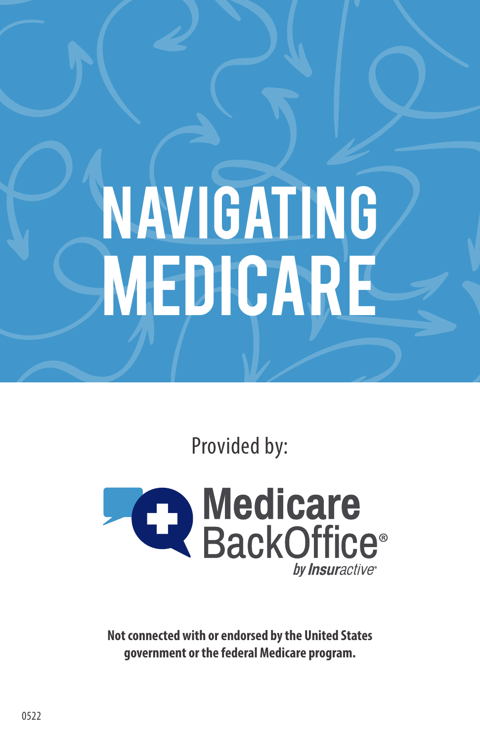# NAVIGATING MEDICARE

Provided by:

Medicare BackOffice®
*by Insuractive®*

**Not connected with or endorsed by the United States government or the federal Medicare program.**

0522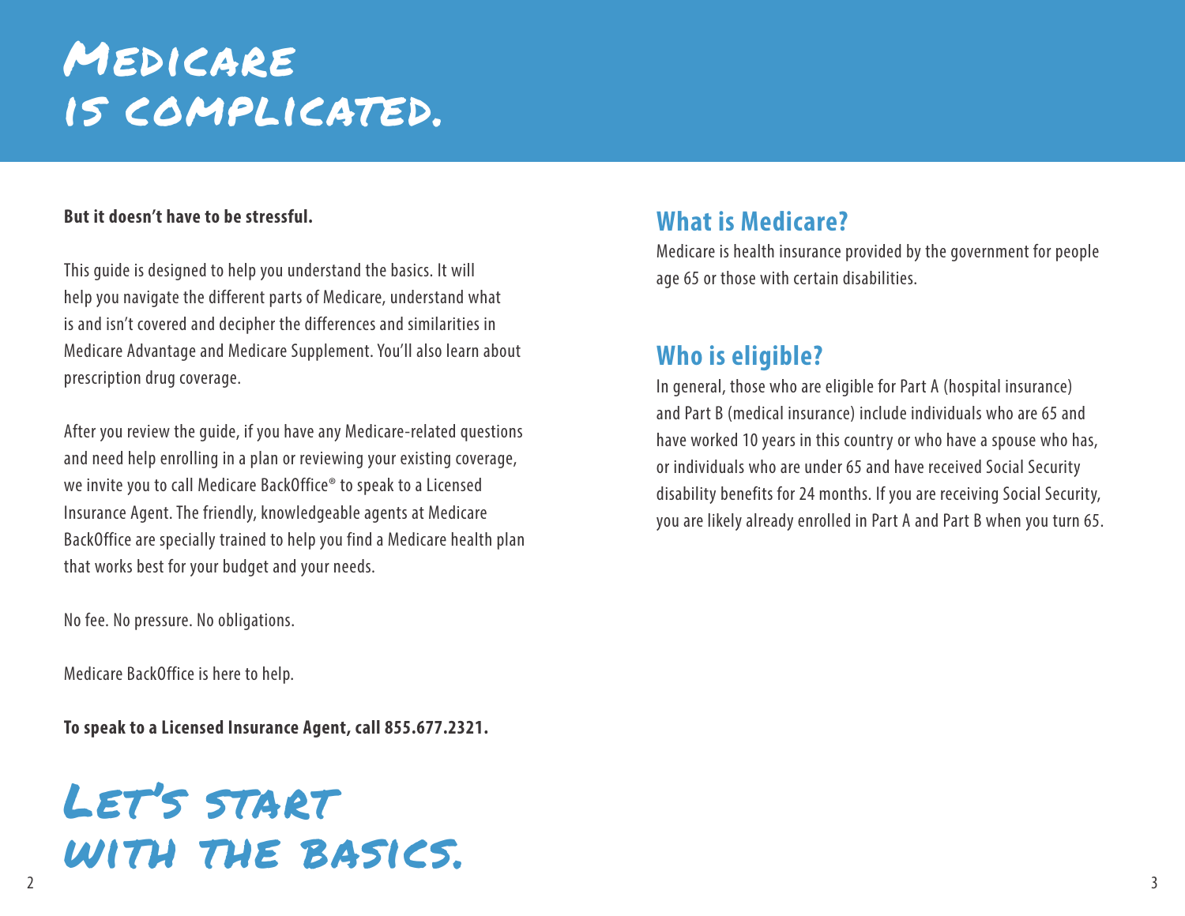# Medicare is complicated.

**But it doesn't have to be stressful.**

This guide is designed to help you understand the basics. It will help you navigate the different parts of Medicare, understand what is and isn't covered and decipher the differences and similarities in Medicare Advantage and Medicare Supplement. You'll also learn about prescription drug coverage.

After you review the guide, if you have any Medicare-related questions and need help enrolling in a plan or reviewing your existing coverage, we invite you to call Medicare BackOffice® to speak to a Licensed Insurance Agent. The friendly, knowledgeable agents at Medicare BackOffice are specially trained to help you find a Medicare health plan that works best for your budget and your needs.

No fee. No pressure. No obligations.

Medicare BackOffice is here to help.

**To speak to a Licensed Insurance Agent, call 855.677.2321.**

# Let's start with the basics.

## What is Medicare?

Medicare is health insurance provided by the government for people age 65 or those with certain disabilities.

## Who is eligible?

In general, those who are eligible for Part A (hospital insurance) and Part B (medical insurance) include individuals who are 65 and have worked 10 years in this country or who have a spouse who has, or individuals who are under 65 and have received Social Security disability benefits for 24 months. If you are receiving Social Security, you are likely already enrolled in Part A and Part B when you turn 65.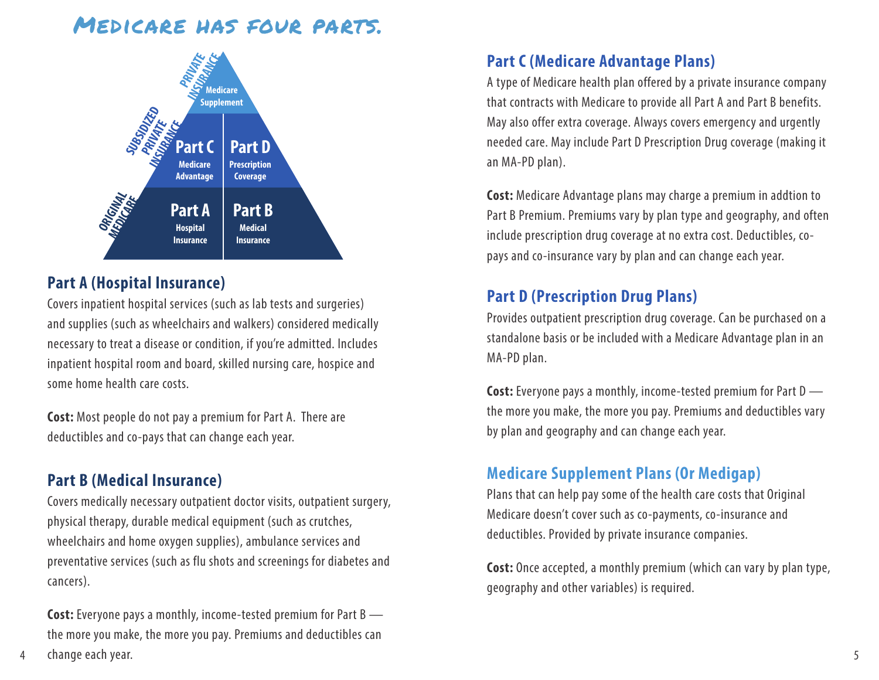# Medicare has four parts.

PRIVATE INSURANCE — Medicare Supplement

SUBSIDIZED PRIVATE INSURANCE — Part C (Medicare Advantage), Part D (Prescription Coverage)

ORIGINAL MEDICARE — Part A (Hospital Insurance), Part B (Medical Insurance)

## Part A (Hospital Insurance)

Covers inpatient hospital services (such as lab tests and surgeries) and supplies (such as wheelchairs and walkers) considered medically necessary to treat a disease or condition, if you're admitted. Includes inpatient hospital room and board, skilled nursing care, hospice and some home health care costs.

**Cost:** Most people do not pay a premium for Part A. There are deductibles and co-pays that can change each year.

## Part B (Medical Insurance)

Covers medically necessary outpatient doctor visits, outpatient surgery, physical therapy, durable medical equipment (such as crutches, wheelchairs and home oxygen supplies), ambulance services and preventative services (such as flu shots and screenings for diabetes and cancers).

**Cost:** Everyone pays a monthly, income-tested premium for Part B — the more you make, the more you pay. Premiums and deductibles can change each year.

## Part C (Medicare Advantage Plans)

A type of Medicare health plan offered by a private insurance company that contracts with Medicare to provide all Part A and Part B benefits. May also offer extra coverage. Always covers emergency and urgently needed care. May include Part D Prescription Drug coverage (making it an MA-PD plan).

**Cost:** Medicare Advantage plans may charge a premium in addtion to Part B Premium. Premiums vary by plan type and geography, and often include prescription drug coverage at no extra cost. Deductibles, co-pays and co-insurance vary by plan and can change each year.

## Part D (Prescription Drug Plans)

Provides outpatient prescription drug coverage. Can be purchased on a standalone basis or be included with a Medicare Advantage plan in an MA-PD plan.

**Cost:** Everyone pays a monthly, income-tested premium for Part D — the more you make, the more you pay. Premiums and deductibles vary by plan and geography and can change each year.

## Medicare Supplement Plans (Or Medigap)

Plans that can help pay some of the health care costs that Original Medicare doesn't cover such as co-payments, co-insurance and deductibles. Provided by private insurance companies.

**Cost:** Once accepted, a monthly premium (which can vary by plan type, geography and other variables) is required.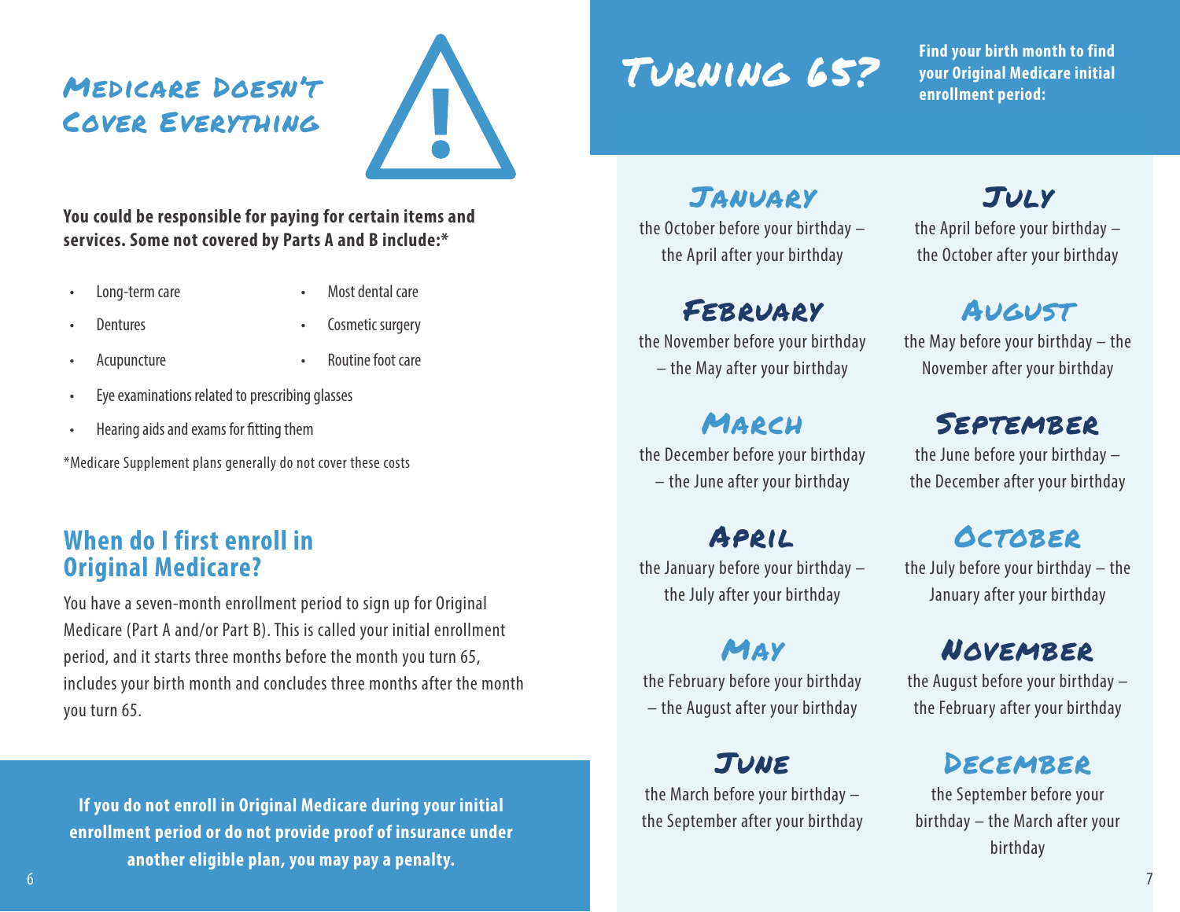## Medicare Doesn't Cover Everything

**You could be responsible for paying for certain items and services. Some not covered by Parts A and B include:***

- Long-term care
- Dentures
- Acupuncture
- Most dental care
- Cosmetic surgery
- Routine foot care
- Eye examinations related to prescribing glasses
- Hearing aids and exams for fitting them

*Medicare Supplement plans generally do not cover these costs

## When do I first enroll in Original Medicare?

You have a seven-month enrollment period to sign up for Original Medicare (Part A and/or Part B). This is called your initial enrollment period, and it starts three months before the month you turn 65, includes your birth month and concludes three months after the month you turn 65.

**If you do not enroll in Original Medicare during your initial enrollment period or do not provide proof of insurance under another eligible plan, you may pay a penalty.**

## Turning 65?

**Find your birth month to find your Original Medicare initial enrollment period:**

### January
the October before your birthday – the April after your birthday

### February
the November before your birthday – the May after your birthday

### March
the December before your birthday – the June after your birthday

### April
the January before your birthday – the July after your birthday

### May
the February before your birthday – the August after your birthday

### June
the March before your birthday – the September after your birthday

### July
the April before your birthday – the October after your birthday

### August
the May before your birthday – the November after your birthday

### September
the June before your birthday – the December after your birthday

### October
the July before your birthday – the January after your birthday

### November
the August before your birthday – the February after your birthday

### December
the September before your birthday – the March after your birthday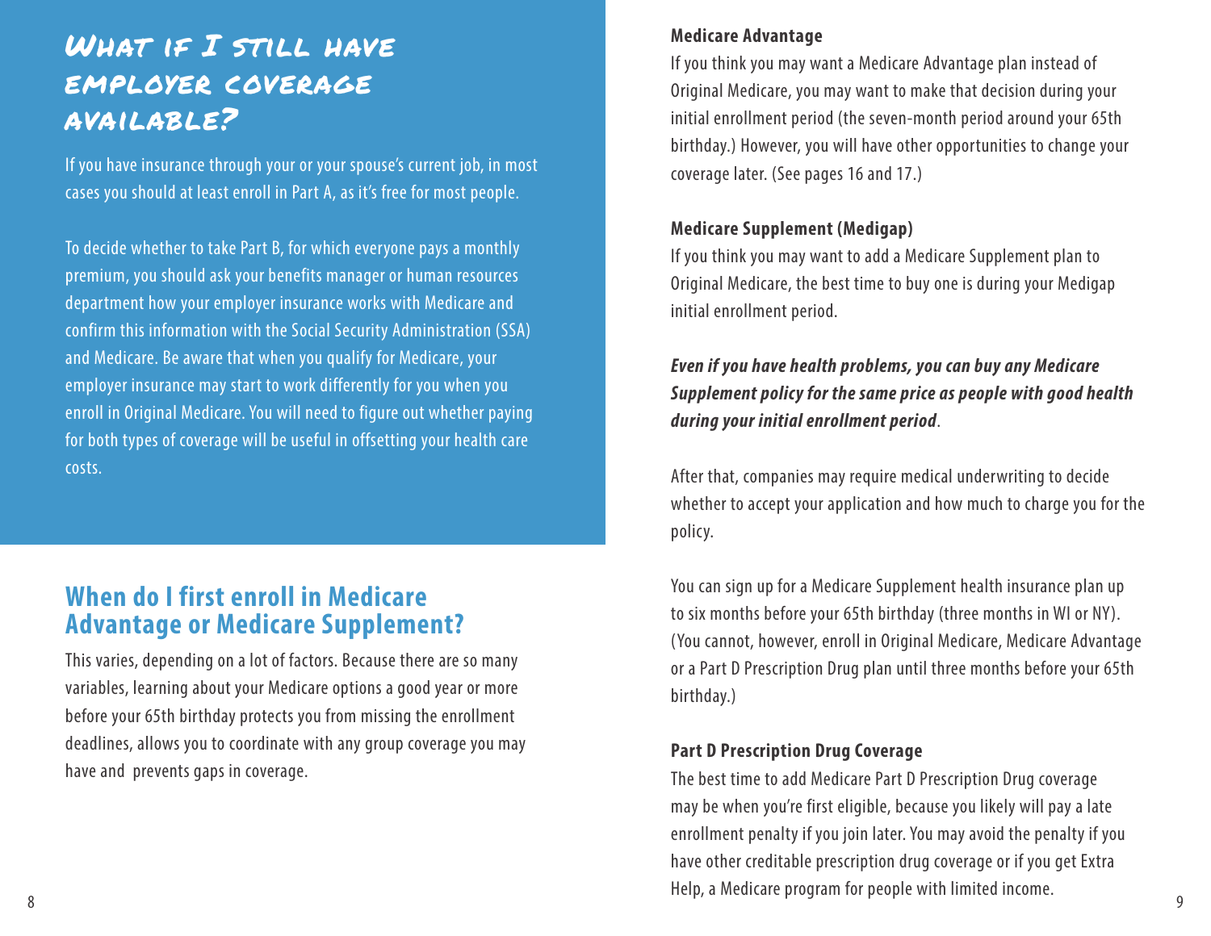## What if I still have employer coverage available?

If you have insurance through your or your spouse's current job, in most cases you should at least enroll in Part A, as it's free for most people.

To decide whether to take Part B, for which everyone pays a monthly premium, you should ask your benefits manager or human resources department how your employer insurance works with Medicare and confirm this information with the Social Security Administration (SSA) and Medicare. Be aware that when you qualify for Medicare, your employer insurance may start to work differently for you when you enroll in Original Medicare. You will need to figure out whether paying for both types of coverage will be useful in offsetting your health care costs.

## When do I first enroll in Medicare Advantage or Medicare Supplement?

This varies, depending on a lot of factors. Because there are so many variables, learning about your Medicare options a good year or more before your 65th birthday protects you from missing the enrollment deadlines, allows you to coordinate with any group coverage you may have and prevents gaps in coverage.

**Medicare Advantage**

If you think you may want a Medicare Advantage plan instead of Original Medicare, you may want to make that decision during your initial enrollment period (the seven-month period around your 65th birthday.) However, you will have other opportunities to change your coverage later. (See pages 16 and 17.)

**Medicare Supplement (Medigap)**

If you think you may want to add a Medicare Supplement plan to Original Medicare, the best time to buy one is during your Medigap initial enrollment period.

***Even if you have health problems, you can buy any Medicare Supplement policy for the same price as people with good health during your initial enrollment period***.

After that, companies may require medical underwriting to decide whether to accept your application and how much to charge you for the policy.

You can sign up for a Medicare Supplement health insurance plan up to six months before your 65th birthday (three months in WI or NY). (You cannot, however, enroll in Original Medicare, Medicare Advantage or a Part D Prescription Drug plan until three months before your 65th birthday.)

**Part D Prescription Drug Coverage**

The best time to add Medicare Part D Prescription Drug coverage may be when you're first eligible, because you likely will pay a late enrollment penalty if you join later. You may avoid the penalty if you have other creditable prescription drug coverage or if you get Extra Help, a Medicare program for people with limited income.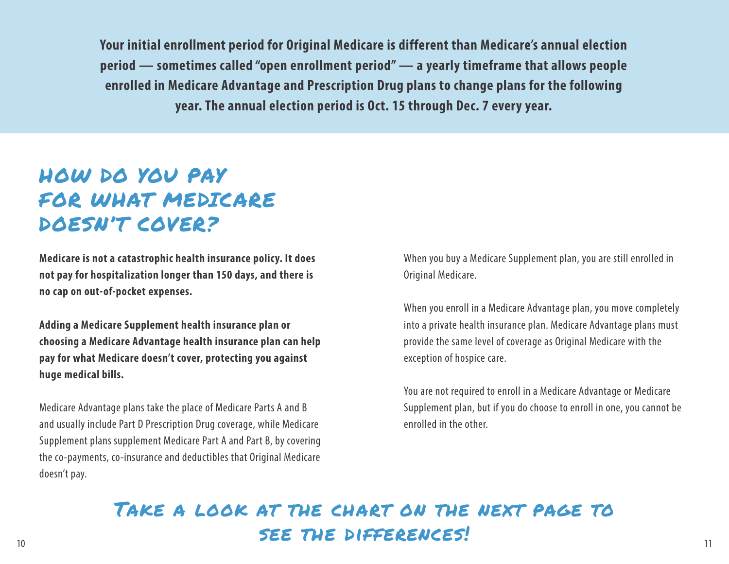**Your initial enrollment period for Original Medicare is different than Medicare's annual election period — sometimes called "open enrollment period" — a yearly timeframe that allows people enrolled in Medicare Advantage and Prescription Drug plans to change plans for the following year. The annual election period is Oct. 15 through Dec. 7 every year.**

# HOW DO YOU PAY FOR WHAT MEDICARE DOESN'T COVER?

**Medicare is not a catastrophic health insurance policy. It does not pay for hospitalization longer than 150 days, and there is no cap on out-of-pocket expenses.**

**Adding a Medicare Supplement health insurance plan or choosing a Medicare Advantage health insurance plan can help pay for what Medicare doesn't cover, protecting you against huge medical bills.**

Medicare Advantage plans take the place of Medicare Parts A and B and usually include Part D Prescription Drug coverage, while Medicare Supplement plans supplement Medicare Part A and Part B, by covering the co-payments, co-insurance and deductibles that Original Medicare doesn't pay.

When you buy a Medicare Supplement plan, you are still enrolled in Original Medicare.

When you enroll in a Medicare Advantage plan, you move completely into a private health insurance plan. Medicare Advantage plans must provide the same level of coverage as Original Medicare with the exception of hospice care.

You are not required to enroll in a Medicare Advantage or Medicare Supplement plan, but if you do choose to enroll in one, you cannot be enrolled in the other.

## TAKE A LOOK AT THE CHART ON THE NEXT PAGE TO SEE THE DIFFERENCES!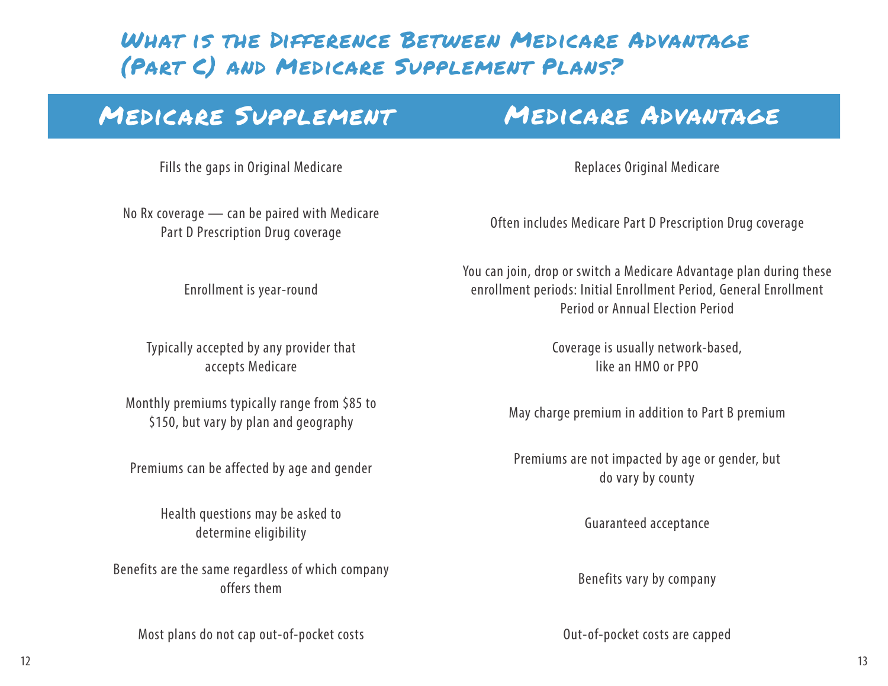## What is the Difference Between Medicare Advantage (Part C) and Medicare Supplement Plans?

| Medicare Supplement | Medicare Advantage |
| --- | --- |
| Fills the gaps in Original Medicare | Replaces Original Medicare |
| No Rx coverage — can be paired with Medicare Part D Prescription Drug coverage | Often includes Medicare Part D Prescription Drug coverage |
| Enrollment is year-round | You can join, drop or switch a Medicare Advantage plan during these enrollment periods: Initial Enrollment Period, General Enrollment Period or Annual Election Period |
| Typically accepted by any provider that accepts Medicare | Coverage is usually network-based, like an HMO or PPO |
| Monthly premiums typically range from $85 to $150, but vary by plan and geography | May charge premium in addition to Part B premium |
| Premiums can be affected by age and gender | Premiums are not impacted by age or gender, but do vary by county |
| Health questions may be asked to determine eligibility | Guaranteed acceptance |
| Benefits are the same regardless of which company offers them | Benefits vary by company |
| Most plans do not cap out-of-pocket costs | Out-of-pocket costs are capped |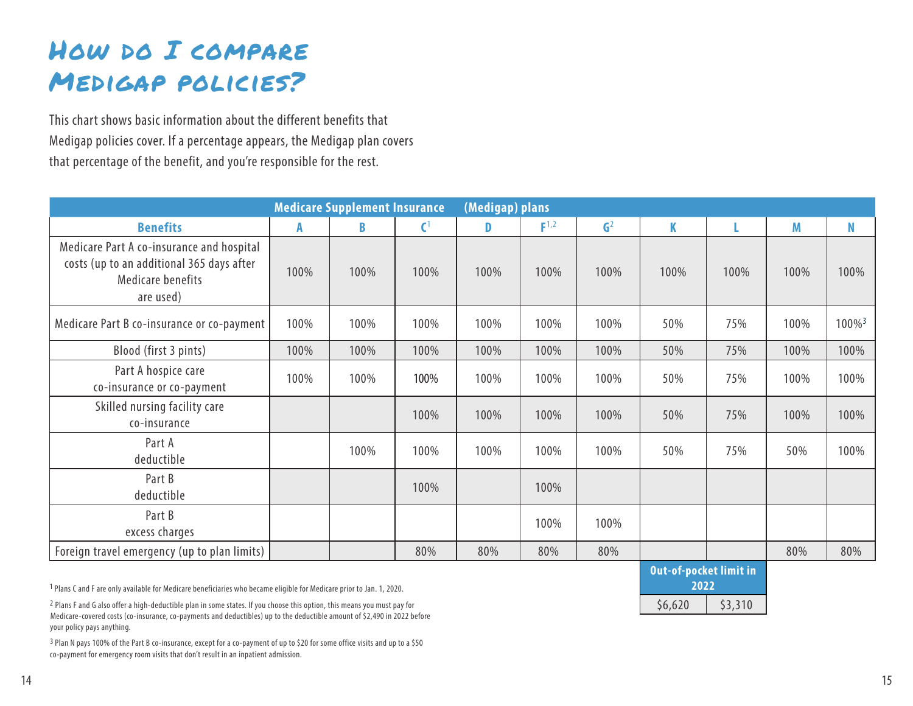# How do I compare Medigap policies?

This chart shows basic information about the different benefits that Medigap policies cover. If a percentage appears, the Medigap plan covers that percentage of the benefit, and you're responsible for the rest.

| | Medicare Supplement Insurance (Medigap) plans | | | | | | | | | |
|---|---|---|---|---|---|---|---|---|---|---|
| **Benefits** | **A** | **B** | **C**[1] | **D** | **F**[1,2] | **G**[2] | **K** | **L** | **M** | **N** |
| Medicare Part A co-insurance and hospital costs (up to an additional 365 days after Medicare benefits are used) | 100% | 100% | 100% | 100% | 100% | 100% | 100% | 100% | 100% | 100% |
| Medicare Part B co-insurance or co-payment | 100% | 100% | 100% | 100% | 100% | 100% | 50% | 75% | 100% | 100%[3] |
| Blood (first 3 pints) | 100% | 100% | 100% | 100% | 100% | 100% | 50% | 75% | 100% | 100% |
| Part A hospice care co-insurance or co-payment | 100% | 100% | 100% | 100% | 100% | 100% | 50% | 75% | 100% | 100% |
| Skilled nursing facility care co-insurance | | | 100% | 100% | 100% | 100% | 50% | 75% | 100% | 100% |
| Part A deductible | | 100% | 100% | 100% | 100% | 100% | 50% | 75% | 50% | 100% |
| Part B deductible | | | 100% | | 100% | | | | | |
| Part B excess charges | | | | | 100% | 100% | | | | |
| Foreign travel emergency (up to plan limits) | | | 80% | 80% | 80% | 80% | | | 80% | 80% |
| **Out-of-pocket limit in 2022** | | | | | | | $6,620 | $3,310 | | |

[1] Plans C and F are only available for Medicare beneficiaries who became eligible for Medicare prior to Jan. 1, 2020.

[2] Plans F and G also offer a high-deductible plan in some states. If you choose this option, this means you must pay for Medicare-covered costs (co-insurance, co-payments and deductibles) up to the deductible amount of $2,490 in 2022 before your policy pays anything.

[3] Plan N pays 100% of the Part B co-insurance, except for a co-payment of up to $20 for some office visits and up to a $50 co-payment for emergency room visits that don't result in an inpatient admission.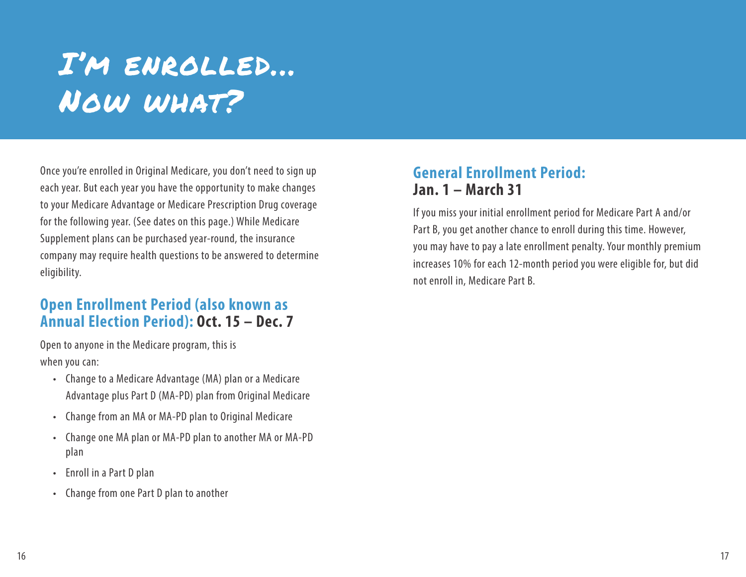# I'M ENROLLED... NOW WHAT?

Once you're enrolled in Original Medicare, you don't need to sign up each year. But each year you have the opportunity to make changes to your Medicare Advantage or Medicare Prescription Drug coverage for the following year. (See dates on this page.) While Medicare Supplement plans can be purchased year-round, the insurance company may require health questions to be answered to determine eligibility.

## Open Enrollment Period (also known as Annual Election Period): **Oct. 15 – Dec. 7**

Open to anyone in the Medicare program, this is when you can:

- Change to a Medicare Advantage (MA) plan or a Medicare Advantage plus Part D (MA-PD) plan from Original Medicare
- Change from an MA or MA-PD plan to Original Medicare
- Change one MA plan or MA-PD plan to another MA or MA-PD plan
- Enroll in a Part D plan
- Change from one Part D plan to another

## General Enrollment Period: **Jan. 1 – March 31**

If you miss your initial enrollment period for Medicare Part A and/or Part B, you get another chance to enroll during this time. However, you may have to pay a late enrollment penalty. Your monthly premium increases 10% for each 12-month period you were eligible for, but did not enroll in, Medicare Part B.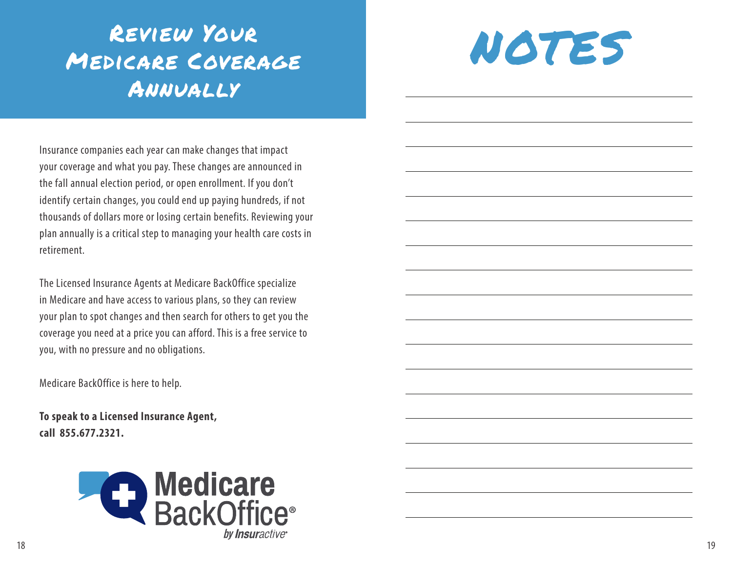# Review Your Medicare Coverage Annually

Insurance companies each year can make changes that impact your coverage and what you pay. These changes are announced in the fall annual election period, or open enrollment. If you don't identify certain changes, you could end up paying hundreds, if not thousands of dollars more or losing certain benefits. Reviewing your plan annually is a critical step to managing your health care costs in retirement.

The Licensed Insurance Agents at Medicare BackOffice specialize in Medicare and have access to various plans, so they can review your plan to spot changes and then search for others to get you the coverage you need at a price you can afford. This is a free service to you, with no pressure and no obligations.

Medicare BackOffice is here to help.

**To speak to a Licensed Insurance Agent, call 855.677.2321.**

Medicare BackOffice® by Insuractive®

# NOTES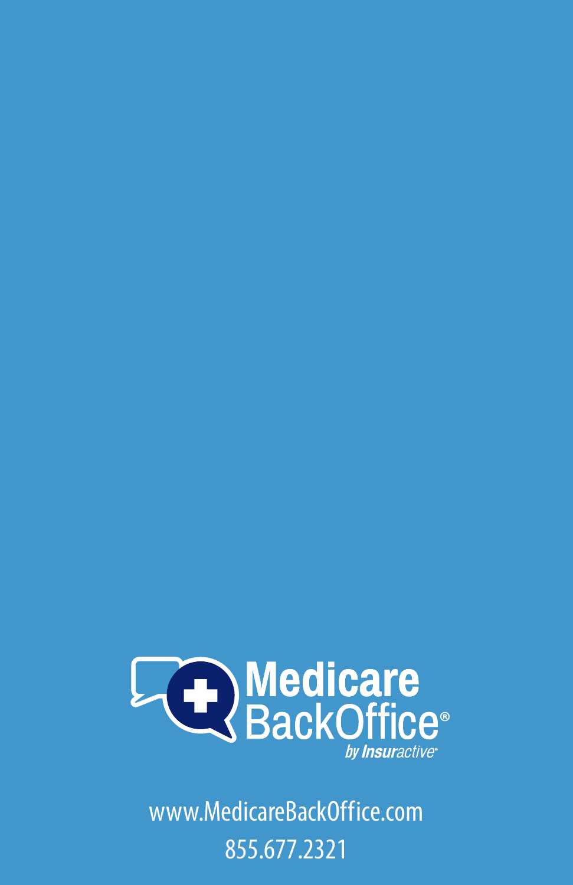Medicare BackOffice®

*by Insuractive*

www.MedicareBackOffice.com

855.677.2321